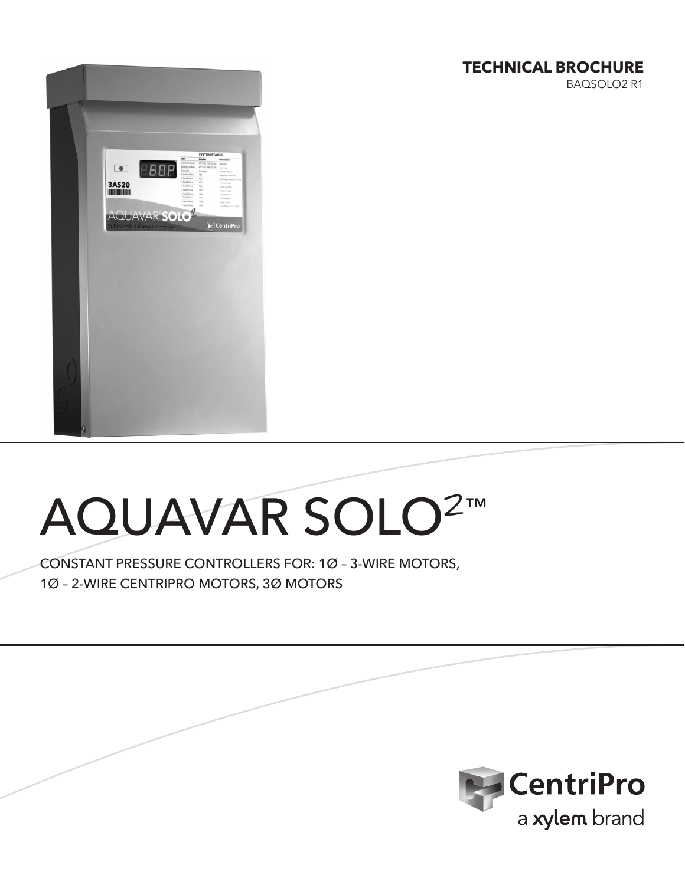**TECHNICAL BROCHURE**
BAQSOLO2 R1

# AQUAVAR SOLO$^2$™

CONSTANT PRESSURE CONTROLLERS FOR: 1Ø – 3-WIRE MOTORS, 1Ø – 2-WIRE CENTRIPRO MOTORS, 3Ø MOTORS

CentriPro
a xylem brand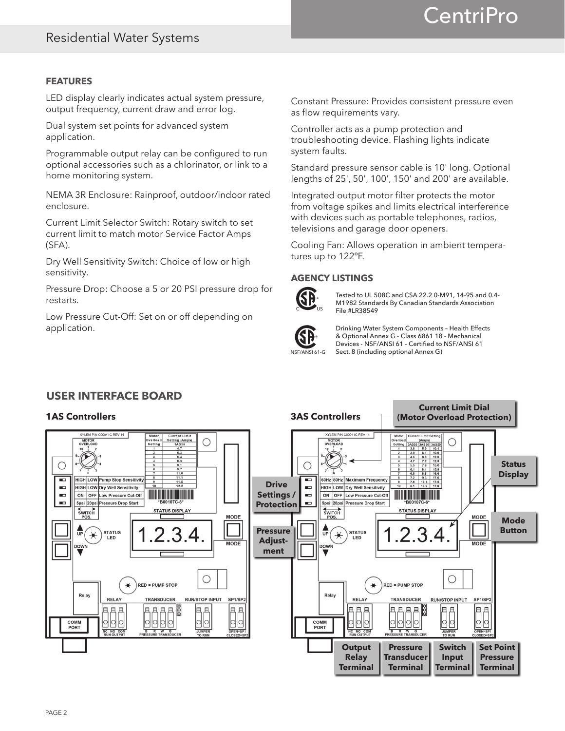## FEATURES

LED display clearly indicates actual system pressure, output frequency, current draw and error log.

Dual system set points for advanced system application.

Programmable output relay can be configured to run optional accessories such as a chlorinator, or link to a home monitoring system.

NEMA 3R Enclosure: Rainproof, outdoor/indoor rated enclosure.

Current Limit Selector Switch: Rotary switch to set current limit to match motor Service Factor Amps (SFA).

Dry Well Sensitivity Switch: Choice of low or high sensitivity.

Pressure Drop: Choose a 5 or 20 PSI pressure drop for restarts.

Low Pressure Cut-Off: Set on or off depending on application.

Constant Pressure: Provides consistent pressure even as flow requirements vary.

Controller acts as a pump protection and troubleshooting device. Flashing lights indicate system faults.

Standard pressure sensor cable is 10' long. Optional lengths of 25', 50', 100', 150' and 200' are available.

Integrated output motor filter protects the motor from voltage spikes and limits electrical interference with devices such as portable telephones, radios, televisions and garage door openers.

Cooling Fan: Allows operation in ambient temperatures up to 122°F.

## AGENCY LISTINGS

Tested to UL 508C and CSA 22.2 0-M91, 14-95 and 0.4-M1982 Standards By Canadian Standards Association File #LR38549

NSF/ANSI 61-G

Drinking Water System Components – Health Effects & Optional Annex G - Class 6861 18 - Mechanical Devices - NSF/ANSI 61 - Certified to NSF/ANSI 61 Sect. 8 (including optional Annex G)

## USER INTERFACE BOARD

### 1AS Controllers

| Motor Overload Setting | Current Limit Setting (Amps) 1AS15 |
|---|---|
| 1 | 4.7 |
| 2 | 5.3 |
| 3 | 6.4 |
| 4 | 8.3 |
| 5 | 9.1 |
| 6 | 9.7 |
| 7 | 11.0 |
| 8 | 11.1 |
| 9 | 11.5 |
| 10 | 12.2 |

| SWITCH POS. | | |
|---|---|---|
| HIGH | LOW | Pump Stop Sensitivity |
| HIGH | LOW | Dry Well Sensitivity |
| ON | OFF | Low Pressure Cut-Off |
| 5psi | 20psi | Pressure Drop Start |

### 3AS Controllers

| Motor Overload Setting | Current Limit Setting (Amps) 3AS20 | 3AS30 | 3AS50 |
|---|---|---|---|
| 1 | 3.8 | 5.9 | 10.1 |
| 2 | 3.9 | 6.1 | 10.9 |
| 3 | 4.5 | 6.8 | 12.0 |
| 4 | 4.7 | 7.2 | 12.5 |
| 5 | 5.5 | 7.6 | 15.0 |
| 6 | 6.1 | 8.1 | 15.9 |
| 7 | 6.8 | 8.8 | 16.6 |
| 8 | 7.2 | 9.3 | 17.0 |
| 9 | 7.6 | 10.1 | 17.5 |
| 10 | 8.1 | 10.9 | 17.8 |

| SWITCH POS. | | |
|---|---|---|
| 60Hz | 80Hz | Maximum Frequency |
| HIGH | LOW | Dry Well Sensitivity |
| ON | OFF | Low Pressure Cut-Off |
| 5psi | 20psi | Pressure Drop Start |

Board labels: Current Limit Dial (Motor Overload Protection); Status Display; Drive Settings / Protection; Pressure Adjustment; Mode Button; Output Relay Terminal; Pressure Transducer Terminal; Switch Input Terminal; Set Point Pressure Terminal.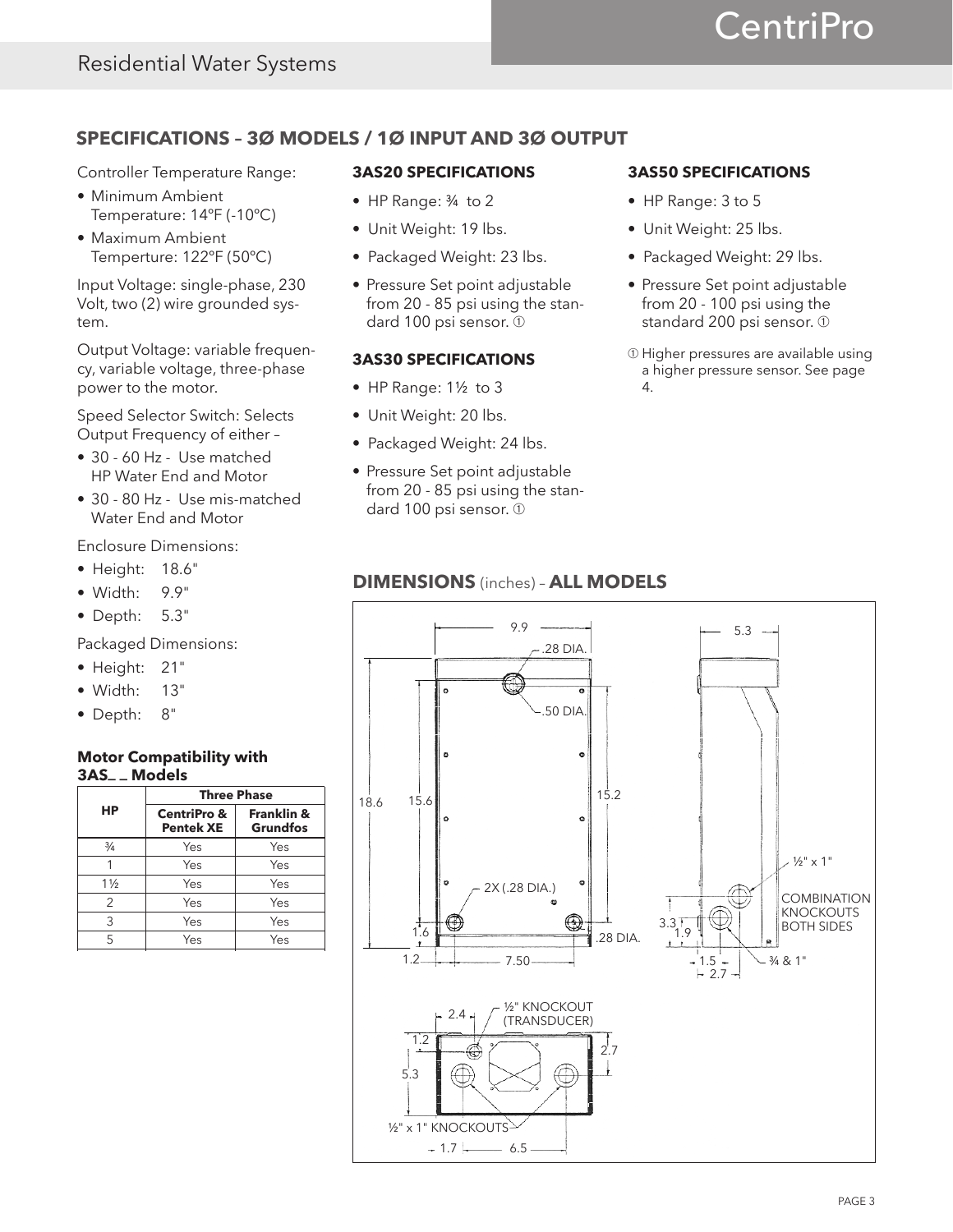## SPECIFICATIONS – 3Ø MODELS / 1Ø INPUT AND 3Ø OUTPUT

Controller Temperature Range:

- Minimum Ambient Temperature: 14°F (-10°C)
- Maximum Ambient Temperture: 122°F (50°C)

Input Voltage: single-phase, 230 Volt, two (2) wire grounded system.

Output Voltage: variable frequency, variable voltage, three-phase power to the motor.

Speed Selector Switch: Selects Output Frequency of either –

- 30 - 60 Hz - Use matched HP Water End and Motor
- 30 - 80 Hz - Use mis-matched Water End and Motor

Enclosure Dimensions:

- Height: 18.6"
- Width: 9.9"
- Depth: 5.3"

Packaged Dimensions:

- Height: 21"
- Width: 13"
- Depth: 8"

**Motor Compatibility with 3AS_ _ Models**

| HP | Three Phase | |
|---|---|---|
| | CentriPro & Pentek XE | Franklin & Grundfos |
| ¾ | Yes | Yes |
| 1 | Yes | Yes |
| 1½ | Yes | Yes |
| 2 | Yes | Yes |
| 3 | Yes | Yes |
| 5 | Yes | Yes |

### 3AS20 SPECIFICATIONS

- HP Range: ¾ to 2
- Unit Weight: 19 lbs.
- Packaged Weight: 23 lbs.
- Pressure Set point adjustable from 20 - 85 psi using the standard 100 psi sensor. ①

### 3AS30 SPECIFICATIONS

- HP Range: 1½ to 3
- Unit Weight: 20 lbs.
- Packaged Weight: 24 lbs.
- Pressure Set point adjustable from 20 - 85 psi using the standard 100 psi sensor. ①

### 3AS50 SPECIFICATIONS

- HP Range: 3 to 5
- Unit Weight: 25 lbs.
- Packaged Weight: 29 lbs.
- Pressure Set point adjustable from 20 - 100 psi using the standard 200 psi sensor. ①

① Higher pressures are available using a higher pressure sensor. See page 4.

## DIMENSIONS (inches) – ALL MODELS

9.9 | .28 DIA. | .50 DIA. | 18.6 | 15.6 | 15.2 | 2X (.28 DIA.) | 1.6 | 1.2 | 7.50 | .28 DIA. | 5.3 | ½" x 1" | COMBINATION KNOCKOUTS BOTH SIDES | 3.3 | 1.9 | 1.5 | 2.7 | ¾ & 1" | 2.4 | ½" KNOCKOUT (TRANSDUCER) | 1.2 | 2.7 | 5.3 | ½" x 1" KNOCKOUTS | 1.7 | 6.5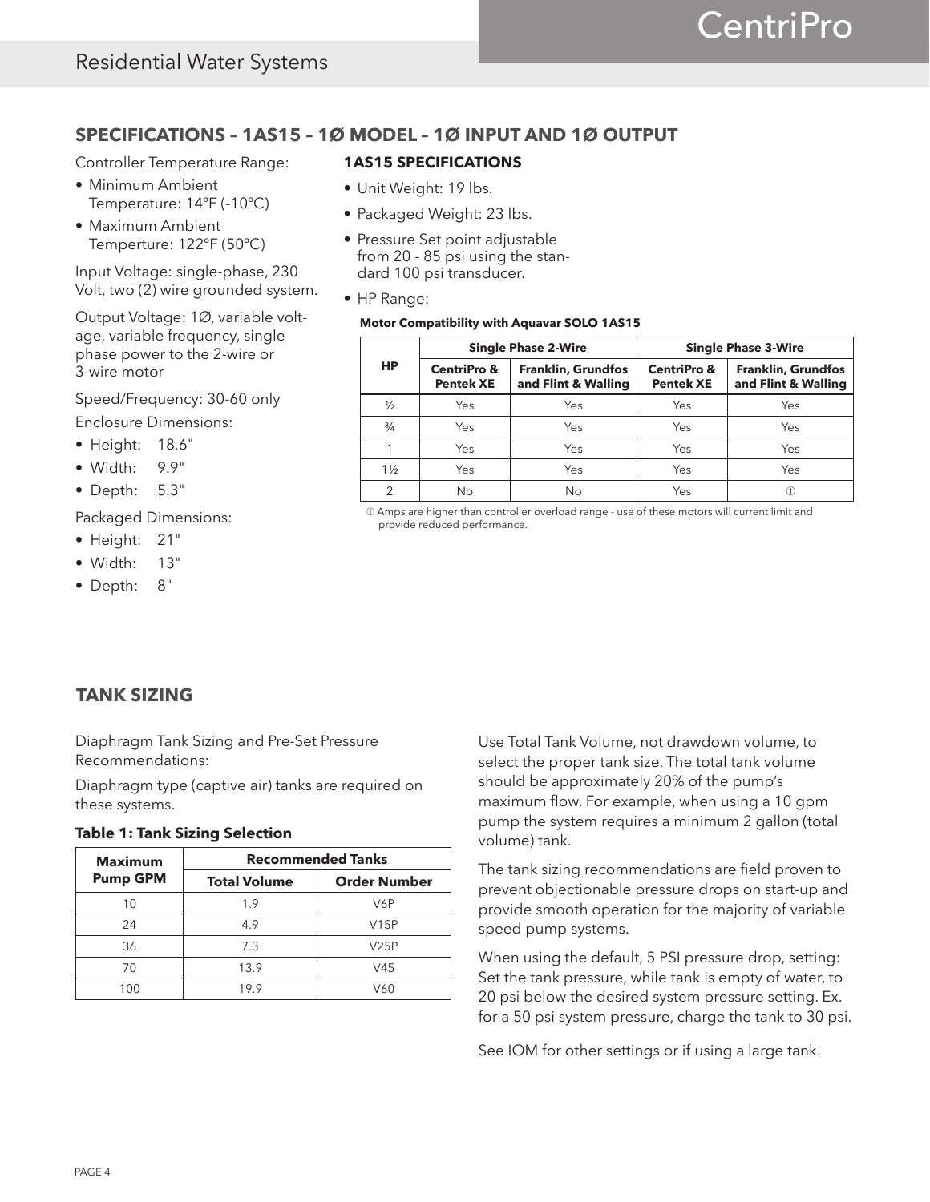## SPECIFICATIONS – 1AS15 – 1Ø MODEL – 1Ø INPUT AND 1Ø OUTPUT

Controller Temperature Range:

- Minimum Ambient Temperature: 14°F (-10°C)
- Maximum Ambient Temperture: 122°F (50°C)

Input Voltage: single-phase, 230 Volt, two (2) wire grounded system.

Output Voltage: 1Ø, variable voltage, variable frequency, single phase power to the 2-wire or 3-wire motor

Speed/Frequency: 30-60 only

Enclosure Dimensions:

- Height: 18.6"
- Width: 9.9"
- Depth: 5.3"

Packaged Dimensions:

- Height: 21"
- Width: 13"
- Depth: 8"

### 1AS15 SPECIFICATIONS

- Unit Weight: 19 lbs.
- Packaged Weight: 23 lbs.
- Pressure Set point adjustable from 20 - 85 psi using the standard 100 psi transducer.
- HP Range:

**Motor Compatibility with Aquavar SOLO 1AS15**

| HP | Single Phase 2-Wire | | Single Phase 3-Wire | |
|---|---|---|---|---|
| | CentriPro & Pentek XE | Franklin, Grundfos and Flint & Walling | CentriPro & Pentek XE | Franklin, Grundfos and Flint & Walling |
| ½ | Yes | Yes | Yes | Yes |
| ¾ | Yes | Yes | Yes | Yes |
| 1 | Yes | Yes | Yes | Yes |
| 1½ | Yes | Yes | Yes | Yes |
| 2 | No | No | Yes | ① |

① Amps are higher than controller overload range - use of these motors will current limit and provide reduced performance.

## TANK SIZING

Diaphragm Tank Sizing and Pre-Set Pressure Recommendations:

Diaphragm type (captive air) tanks are required on these systems.

**Table 1: Tank Sizing Selection**

| Maximum Pump GPM | Recommended Tanks | |
|---|---|---|
| | Total Volume | Order Number |
| 10 | 1.9 | V6P |
| 24 | 4.9 | V15P |
| 36 | 7.3 | V25P |
| 70 | 13.9 | V45 |
| 100 | 19.9 | V60 |

Use Total Tank Volume, not drawdown volume, to select the proper tank size. The total tank volume should be approximately 20% of the pump's maximum flow. For example, when using a 10 gpm pump the system requires a minimum 2 gallon (total volume) tank.

The tank sizing recommendations are field proven to prevent objectionable pressure drops on start-up and provide smooth operation for the majority of variable speed pump systems.

When using the default, 5 PSI pressure drop, setting: Set the tank pressure, while tank is empty of water, to 20 psi below the desired system pressure setting. Ex. for a 50 psi system pressure, charge the tank to 30 psi.

See IOM for other settings or if using a large tank.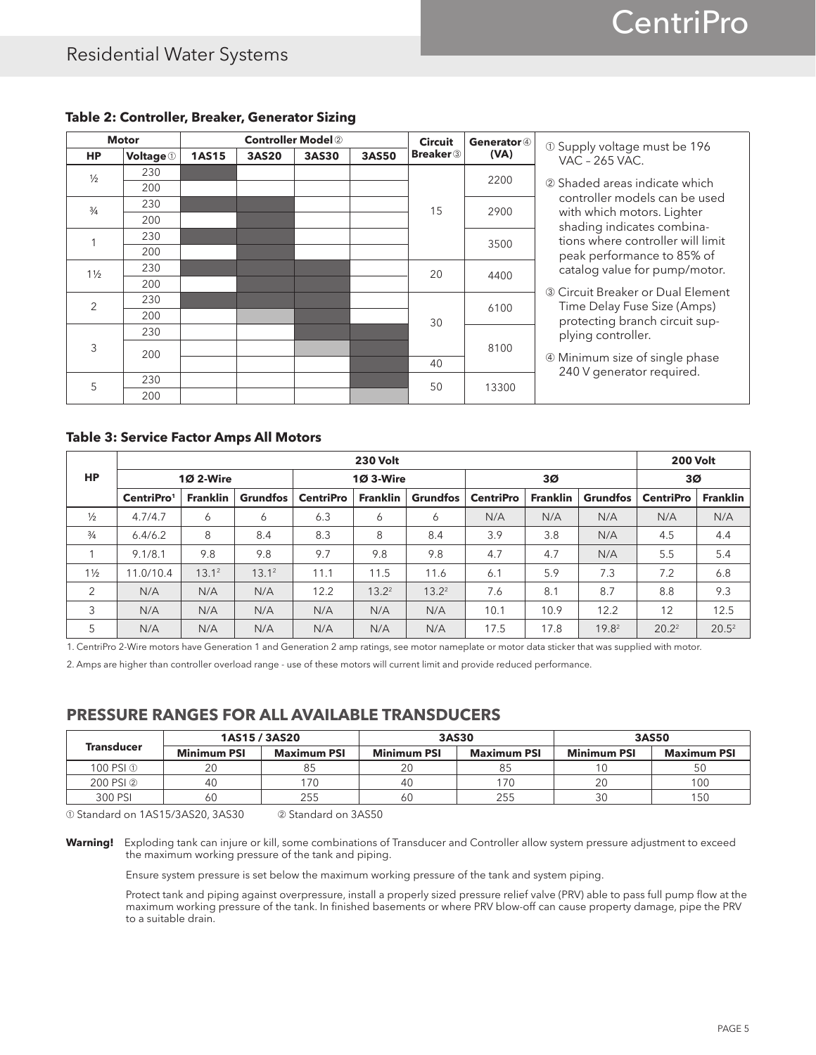### Table 2: Controller, Breaker, Generator Sizing

| Motor | | Controller Model ② | | | | Circuit Breaker ③ | Generator ④ (VA) |
|---|---|---|---|---|---|---|---|
| **HP** | **Voltage ①** | **1AS15** | **3AS20** | **3AS30** | **3AS50** | | |
| ½ | 230 | ■ | | | | 15 | 2200 |
| | 200 | | | | | | |
| ¾ | 230 | ■ | ■ | | | | 2900 |
| | 200 | | ■ | | | | |
| 1 | 230 | ■ | ■ | | | | 3500 |
| | 200 | | ■ | | | | |
| 1½ | 230 | ■ | ■ | ■ | | 20 | 4400 |
| | 200 | | ■ | ■ | | | |
| 2 | 230 | ■ | ■ | ■ | | 30 | 6100 |
| | 200 | | ▒ | ■ | | | |
| 3 | 230 | | | ■ | ■ | | 8100 |
| | 200 | | | ▒ | ■ | | |
| | | | | | ■ | 40 | |
| 5 | 230 | | | | ■ | 50 | 13300 |
| | 200 | | | | ▒ | | |

(■ = shaded; ▒ = lighter shading)

① Supply voltage must be 196 VAC – 265 VAC.

② Shaded areas indicate which controller models can be used with which motors. Lighter shading indicates combinations where controller will limit peak performance to 85% of catalog value for pump/motor.

③ Circuit Breaker or Dual Element Time Delay Fuse Size (Amps) protecting branch circuit supplying controller.

④ Minimum size of single phase 240 V generator required.

### Table 3: Service Factor Amps All Motors

| HP | 230 Volt | | | | | | | | | 200 Volt | |
|---|---|---|---|---|---|---|---|---|---|---|---|
| | 1Ø 2-Wire | | | 1Ø 3-Wire | | | 3Ø | | | 3Ø | |
| | CentriPro[1] | Franklin | Grundfos | CentriPro | Franklin | Grundfos | CentriPro | Franklin | Grundfos | CentriPro | Franklin |
| ½ | 4.7/4.7 | 6 | 6 | 6.3 | 6 | 6 | N/A | N/A | N/A | N/A | N/A |
| ¾ | 6.4/6.2 | 8 | 8.4 | 8.3 | 8 | 8.4 | 3.9 | 3.8 | N/A | 4.5 | 4.4 |
| 1 | 9.1/8.1 | 9.8 | 9.8 | 9.7 | 9.8 | 9.8 | 4.7 | 4.7 | N/A | 5.5 | 5.4 |
| 1½ | 11.0/10.4 | 13.1[2] | 13.1[2] | 11.1 | 11.5 | 11.6 | 6.1 | 5.9 | 7.3 | 7.2 | 6.8 |
| 2 | N/A | N/A | N/A | 12.2 | 13.2[2] | 13.2[2] | 7.6 | 8.1 | 8.7 | 8.8 | 9.3 |
| 3 | N/A | N/A | N/A | N/A | N/A | N/A | 10.1 | 10.9 | 12.2 | 12 | 12.5 |
| 5 | N/A | N/A | N/A | N/A | N/A | N/A | 17.5 | 17.8 | 19.8[2] | 20.2[2] | 20.5[2] |

1. CentriPro 2-Wire motors have Generation 1 and Generation 2 amp ratings, see motor nameplate or motor data sticker that was supplied with motor.

2. Amps are higher than controller overload range - use of these motors will current limit and provide reduced performance.

## PRESSURE RANGES FOR ALL AVAILABLE TRANSDUCERS

| Transducer | 1AS15 / 3AS20 | | 3AS30 | | 3AS50 | |
|---|---|---|---|---|---|---|
| | Minimum PSI | Maximum PSI | Minimum PSI | Maximum PSI | Minimum PSI | Maximum PSI |
| 100 PSI ① | 20 | 85 | 20 | 85 | 10 | 50 |
| 200 PSI ② | 40 | 170 | 40 | 170 | 20 | 100 |
| 300 PSI | 60 | 255 | 60 | 255 | 30 | 150 |

① Standard on 1AS15/3AS20, 3AS30 ② Standard on 3AS50

**Warning!** Exploding tank can injure or kill, some combinations of Transducer and Controller allow system pressure adjustment to exceed the maximum working pressure of the tank and piping.

Ensure system pressure is set below the maximum working pressure of the tank and system piping.

Protect tank and piping against overpressure, install a properly sized pressure relief valve (PRV) able to pass full pump flow at the maximum working pressure of the tank. In finished basements or where PRV blow-off can cause property damage, pipe the PRV to a suitable drain.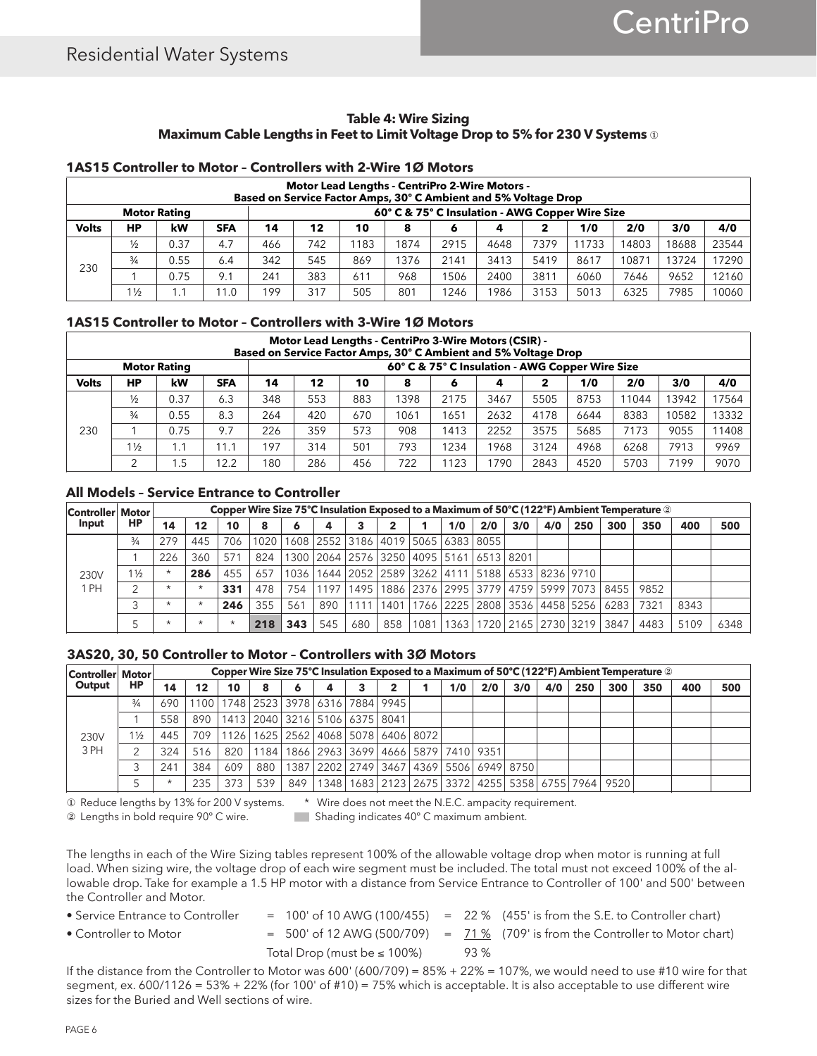**Table 4: Wire Sizing**
**Maximum Cable Lengths in Feet to Limit Voltage Drop to 5% for 230 V Systems ①**

### 1AS15 Controller to Motor – Controllers with 2-Wire 1Ø Motors

| Motor Lead Lengths - CentriPro 2-Wire Motors - Based on Service Factor Amps, 30° C Ambient and 5% Voltage Drop | | | | | | | | | | | | | | |
|---|---|---|---|---|---|---|---|---|---|---|---|---|---|---|
| **Motor Rating** | | | | **60° C & 75° C Insulation - AWG Copper Wire Size** | | | | | | | | | | |
| **Volts** | **HP** | **kW** | **SFA** | **14** | **12** | **10** | **8** | **6** | **4** | **2** | **1/0** | **2/0** | **3/0** | **4/0** |
| 230 | ½ | 0.37 | 4.7 | 466 | 742 | 1183 | 1874 | 2915 | 4648 | 7379 | 11733 | 14803 | 18688 | 23544 |
| | ¾ | 0.55 | 6.4 | 342 | 545 | 869 | 1376 | 2141 | 3413 | 5419 | 8617 | 10871 | 13724 | 17290 |
| | 1 | 0.75 | 9.1 | 241 | 383 | 611 | 968 | 1506 | 2400 | 3811 | 6060 | 7646 | 9652 | 12160 |
| | 1½ | 1.1 | 11.0 | 199 | 317 | 505 | 801 | 1246 | 1986 | 3153 | 5013 | 6325 | 7985 | 10060 |

### 1AS15 Controller to Motor – Controllers with 3-Wire 1Ø Motors

| Motor Lead Lengths - CentriPro 3-Wire Motors (CSIR) - Based on Service Factor Amps, 30° C Ambient and 5% Voltage Drop | | | | | | | | | | | | | | |
|---|---|---|---|---|---|---|---|---|---|---|---|---|---|---|
| **Motor Rating** | | | | **60° C & 75° C Insulation - AWG Copper Wire Size** | | | | | | | | | | |
| **Volts** | **HP** | **kW** | **SFA** | **14** | **12** | **10** | **8** | **6** | **4** | **2** | **1/0** | **2/0** | **3/0** | **4/0** |
| 230 | ½ | 0.37 | 6.3 | 348 | 553 | 883 | 1398 | 2175 | 3467 | 5505 | 8753 | 11044 | 13942 | 17564 |
| | ¾ | 0.55 | 8.3 | 264 | 420 | 670 | 1061 | 1651 | 2632 | 4178 | 6644 | 8383 | 10582 | 13332 |
| | 1 | 0.75 | 9.7 | 226 | 359 | 573 | 908 | 1413 | 2252 | 3575 | 5685 | 7173 | 9055 | 11408 |
| | 1½ | 1.1 | 11.1 | 197 | 314 | 501 | 793 | 1234 | 1968 | 3124 | 4968 | 6268 | 7913 | 9969 |
| | 2 | 1.5 | 12.2 | 180 | 286 | 456 | 722 | 1123 | 1790 | 2843 | 4520 | 5703 | 7199 | 9070 |

### All Models – Service Entrance to Controller

| Controller Input | Motor HP | Copper Wire Size 75°C Insulation Exposed to a Maximum of 50°C (122°F) Ambient Temperature ② | | | | | | | | | | | | | | | | | |
|---|---|---|---|---|---|---|---|---|---|---|---|---|---|---|---|---|---|---|---|
| | | **14** | **12** | **10** | **8** | **6** | **4** | **3** | **2** | **1** | **1/0** | **2/0** | **3/0** | **4/0** | **250** | **300** | **350** | **400** | **500** |
| 230V 1 PH | ¾ | 279 | 445 | 706 | 1020 | 1608 | 2552 | 3186 | 4019 | 5065 | 6383 | 8055 | | | | | | | |
| | 1 | 226 | 360 | 571 | 824 | 1300 | 2064 | 2576 | 3250 | 4095 | 5161 | 6513 | 8201 | | | | | | |
| | 1½ | * | **286** | 455 | 657 | 1036 | 1644 | 2052 | 2589 | 3262 | 4111 | 5188 | 6533 | 8236 | 9710 | | | | |
| | 2 | * | * | **331** | 478 | 754 | 1197 | 1495 | 1886 | 2376 | 2995 | 3779 | 4759 | 5999 | 7073 | 8455 | 9852 | | |
| | 3 | * | * | **246** | 355 | 561 | 890 | 1111 | 1401 | 1766 | 2225 | 2808 | 3536 | 4458 | 5256 | 6283 | 7321 | 8343 | |
| | 5 | * | * | * | **218** | **343** | 545 | 680 | 858 | 1081 | 1363 | 1720 | 2165 | 2730 | 3219 | 3847 | 4483 | 5109 | 6348 |

### 3AS20, 30, 50 Controller to Motor – Controllers with 3Ø Motors

| Controller Output | Motor HP | Copper Wire Size 75°C Insulation Exposed to a Maximum of 50°C (122°F) Ambient Temperature ② | | | | | | | | | | | | | | | | | |
|---|---|---|---|---|---|---|---|---|---|---|---|---|---|---|---|---|---|---|---|
| | | **14** | **12** | **10** | **8** | **6** | **4** | **3** | **2** | **1** | **1/0** | **2/0** | **3/0** | **4/0** | **250** | **300** | **350** | **400** | **500** |
| 230V 3 PH | ¾ | 690 | 1100 | 1748 | 2523 | 3978 | 6316 | 7884 | 9945 | | | | | | | | | | |
| | 1 | 558 | 890 | 1413 | 2040 | 3216 | 5106 | 6375 | 8041 | | | | | | | | | | |
| | 1½ | 445 | 709 | 1126 | 1625 | 2562 | 4068 | 5078 | 6406 | 8072 | | | | | | | | | |
| | 2 | 324 | 516 | 820 | 1184 | 1866 | 2963 | 3699 | 4666 | 5879 | 7410 | 9351 | | | | | | | |
| | 3 | 241 | 384 | 609 | 880 | 1387 | 2202 | 2749 | 3467 | 4369 | 5506 | 6949 | 8750 | | | | | | |
| | 5 | * | 235 | 373 | 539 | 849 | 1348 | 1683 | 2123 | 2675 | 3372 | 4255 | 5358 | 6755 | 7964 | 9520 | | | |

① Reduce lengths by 13% for 200 V systems. * Wire does not meet the N.E.C. ampacity requirement.
② Lengths in bold require 90° C wire. Shading indicates 40° C maximum ambient.

The lengths in each of the Wire Sizing tables represent 100% of the allowable voltage drop when motor is running at full load. When sizing wire, the voltage drop of each wire segment must be included. The total must not exceed 100% of the allowable drop. Take for example a 1.5 HP motor with a distance from Service Entrance to Controller of 100' and 500' between the Controller and Motor.

- Service Entrance to Controller = 100' of 10 AWG (100/455) = 22 % (455' is from the S.E. to Controller chart)
- Controller to Motor = 500' of 12 AWG (500/709) = 71 % (709' is from the Controller to Motor chart)

Total Drop (must be ≤ 100%) 93 %

If the distance from the Controller to Motor was 600' (600/709) = 85% + 22% = 107%, we would need to use #10 wire for that segment, ex. 600/1126 = 53% + 22% (for 100' of #10) = 75% which is acceptable. It is also acceptable to use different wire sizes for the Buried and Well sections of wire.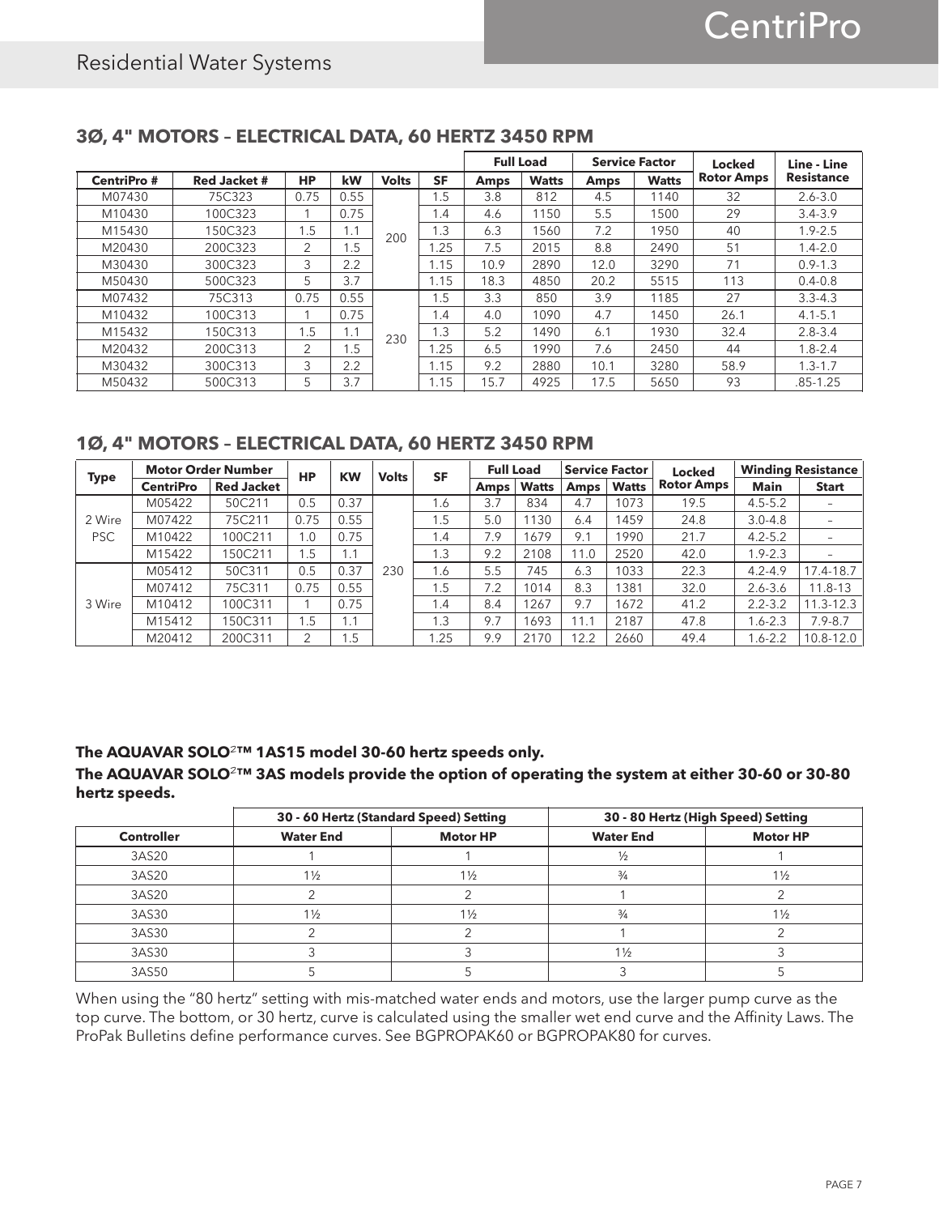## 3Ø, 4" MOTORS – ELECTRICAL DATA, 60 HERTZ 3450 RPM

| CentriPro # | Red Jacket # | HP | kW | Volts | SF | Full Load | | Service Factor | | Locked Rotor Amps | Line - Line Resistance |
|---|---|---|---|---|---|---|---|---|---|---|---|
| | | | | | | Amps | Watts | Amps | Watts | | |
| M07430 | 75C323 | 0.75 | 0.55 | 200 | 1.5 | 3.8 | 812 | 4.5 | 1140 | 32 | 2.6-3.0 |
| M10430 | 100C323 | 1 | 0.75 | 200 | 1.4 | 4.6 | 1150 | 5.5 | 1500 | 29 | 3.4-3.9 |
| M15430 | 150C323 | 1.5 | 1.1 | 200 | 1.3 | 6.3 | 1560 | 7.2 | 1950 | 40 | 1.9-2.5 |
| M20430 | 200C323 | 2 | 1.5 | 200 | 1.25 | 7.5 | 2015 | 8.8 | 2490 | 51 | 1.4-2.0 |
| M30430 | 300C323 | 3 | 2.2 | 200 | 1.15 | 10.9 | 2890 | 12.0 | 3290 | 71 | 0.9-1.3 |
| M50430 | 500C323 | 5 | 3.7 | 200 | 1.15 | 18.3 | 4850 | 20.2 | 5515 | 113 | 0.4-0.8 |
| M07432 | 75C313 | 0.75 | 0.55 | 230 | 1.5 | 3.3 | 850 | 3.9 | 1185 | 27 | 3.3-4.3 |
| M10432 | 100C313 | 1 | 0.75 | 230 | 1.4 | 4.0 | 1090 | 4.7 | 1450 | 26.1 | 4.1-5.1 |
| M15432 | 150C313 | 1.5 | 1.1 | 230 | 1.3 | 5.2 | 1490 | 6.1 | 1930 | 32.4 | 2.8-3.4 |
| M20432 | 200C313 | 2 | 1.5 | 230 | 1.25 | 6.5 | 1990 | 7.6 | 2450 | 44 | 1.8-2.4 |
| M30432 | 300C313 | 3 | 2.2 | 230 | 1.15 | 9.2 | 2880 | 10.1 | 3280 | 58.9 | 1.3-1.7 |
| M50432 | 500C313 | 5 | 3.7 | 230 | 1.15 | 15.7 | 4925 | 17.5 | 5650 | 93 | .85-1.25 |

## 1Ø, 4" MOTORS – ELECTRICAL DATA, 60 HERTZ 3450 RPM

| Type | Motor Order Number | | HP | KW | Volts | SF | Full Load | | Service Factor | | Locked Rotor Amps | Winding Resistance | |
|---|---|---|---|---|---|---|---|---|---|---|---|---|---|
| | CentriPro | Red Jacket | | | | | Amps | Watts | Amps | Watts | | Main | Start |
| 2 Wire PSC | M05422 | 50C211 | 0.5 | 0.37 | 230 | 1.6 | 3.7 | 834 | 4.7 | 1073 | 19.5 | 4.5-5.2 | – |
| 2 Wire PSC | M07422 | 75C211 | 0.75 | 0.55 | 230 | 1.5 | 5.0 | 1130 | 6.4 | 1459 | 24.8 | 3.0-4.8 | – |
| 2 Wire PSC | M10422 | 100C211 | 1.0 | 0.75 | 230 | 1.4 | 7.9 | 1679 | 9.1 | 1990 | 21.7 | 4.2-5.2 | – |
| 2 Wire PSC | M15422 | 150C211 | 1.5 | 1.1 | 230 | 1.3 | 9.2 | 2108 | 11.0 | 2520 | 42.0 | 1.9-2.3 | – |
| 3 Wire | M05412 | 50C311 | 0.5 | 0.37 | 230 | 1.6 | 5.5 | 745 | 6.3 | 1033 | 22.3 | 4.2-4.9 | 17.4-18.7 |
| 3 Wire | M07412 | 75C311 | 0.75 | 0.55 | 230 | 1.5 | 7.2 | 1014 | 8.3 | 1381 | 32.0 | 2.6-3.6 | 11.8-13 |
| 3 Wire | M10412 | 100C311 | 1 | 0.75 | 230 | 1.4 | 8.4 | 1267 | 9.7 | 1672 | 41.2 | 2.2-3.2 | 11.3-12.3 |
| 3 Wire | M15412 | 150C311 | 1.5 | 1.1 | 230 | 1.3 | 9.7 | 1693 | 11.1 | 2187 | 47.8 | 1.6-2.3 | 7.9-8.7 |
| 3 Wire | M20412 | 200C311 | 2 | 1.5 | 230 | 1.25 | 9.9 | 2170 | 12.2 | 2660 | 49.4 | 1.6-2.2 | 10.8-12.0 |

**The AQUAVAR SOLO²™ 1AS15 model 30-60 hertz speeds only.**

**The AQUAVAR SOLO²™ 3AS models provide the option of operating the system at either 30-60 or 30-80 hertz speeds.**

| Controller | 30 - 60 Hertz (Standard Speed) Setting | | 30 - 80 Hertz (High Speed) Setting | |
|---|---|---|---|---|
| | Water End | Motor HP | Water End | Motor HP |
| 3AS20 | 1 | 1 | ½ | 1 |
| 3AS20 | 1½ | 1½ | ¾ | 1½ |
| 3AS20 | 2 | 2 | 1 | 2 |
| 3AS30 | 1½ | 1½ | ¾ | 1½ |
| 3AS30 | 2 | 2 | 1 | 2 |
| 3AS30 | 3 | 3 | 1½ | 3 |
| 3AS50 | 5 | 5 | 3 | 5 |

When using the "80 hertz" setting with mis-matched water ends and motors, use the larger pump curve as the top curve. The bottom, or 30 hertz, curve is calculated using the smaller wet end curve and the Affinity Laws. The ProPak Bulletins define performance curves. See BGPROPAK60 or BGPROPAK80 for curves.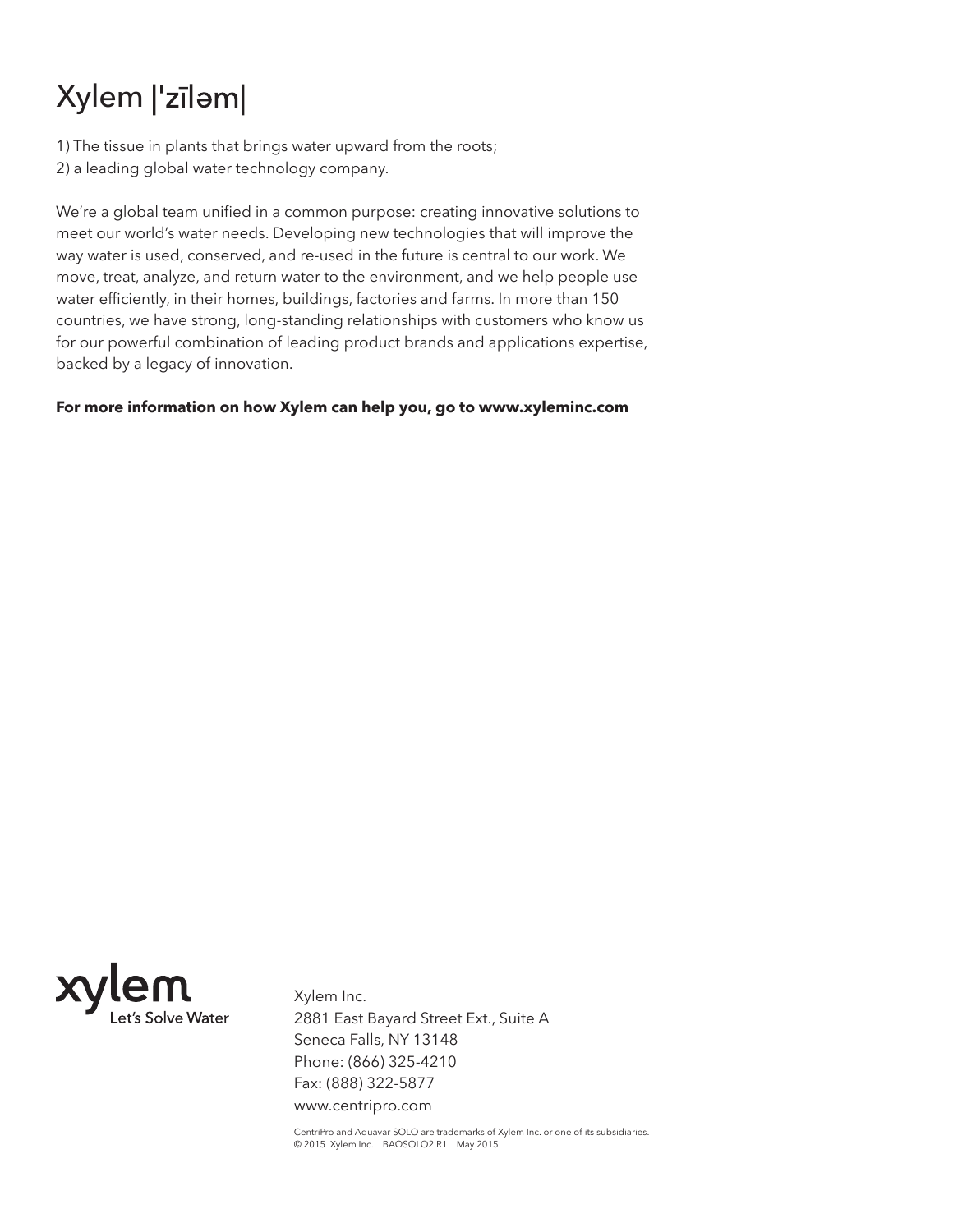# Xylem |'zīləm|

1) The tissue in plants that brings water upward from the roots;
2) a leading global water technology company.

We're a global team unified in a common purpose: creating innovative solutions to meet our world's water needs. Developing new technologies that will improve the way water is used, conserved, and re-used in the future is central to our work. We move, treat, analyze, and return water to the environment, and we help people use water efficiently, in their homes, buildings, factories and farms. In more than 150 countries, we have strong, long-standing relationships with customers who know us for our powerful combination of leading product brands and applications expertise, backed by a legacy of innovation.

**For more information on how Xylem can help you, go to www.xyleminc.com**

xylem
Let's Solve Water

Xylem Inc.
2881 East Bayard Street Ext., Suite A
Seneca Falls, NY 13148
Phone: (866) 325-4210
Fax: (888) 322-5877
www.centripro.com

CentriPro and Aquavar SOLO are trademarks of Xylem Inc. or one of its subsidiaries.
© 2015 Xylem Inc. BAQSOLO2 R1 May 2015